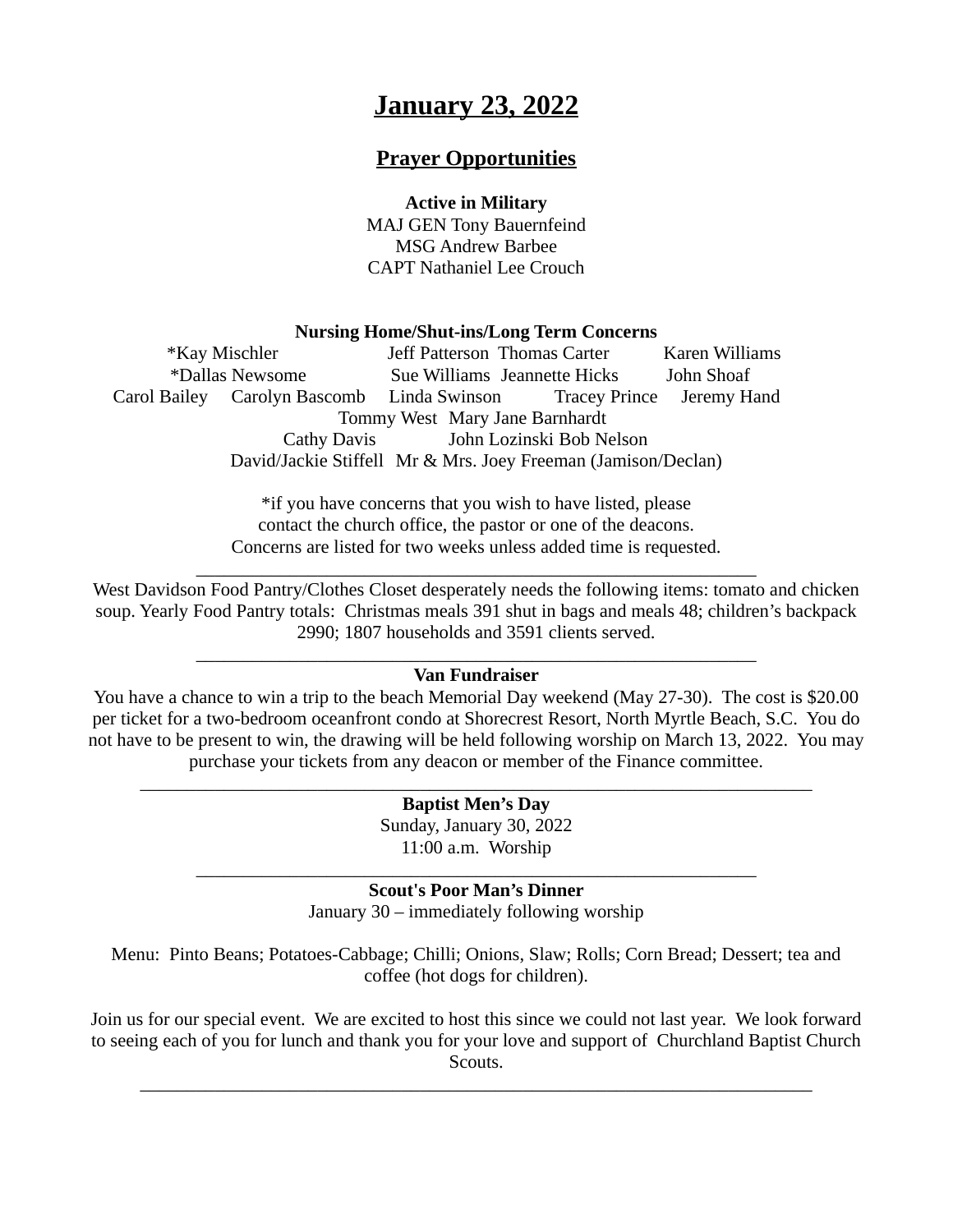# January 23, 2022

## Prayer Opportunities

**Active in Military**

MAJ GEN Tony Bauernfeind
MSG Andrew Barbee
CAPT Nathaniel Lee Crouch

**Nursing Home/Shut-ins/Long Term Concerns**

*Kay Mischler Jeff Patterson Thomas Carter Karen Williams
*Dallas Newsome Sue Williams Jeannette Hicks John Shoaf
Carol Bailey Carolyn Bascomb Linda Swinson Tracey Prince Jeremy Hand
Tommy West Mary Jane Barnhardt
Cathy Davis John Lozinski Bob Nelson
David/Jackie Stiffell Mr & Mrs. Joey Freeman (Jamison/Declan)

*if you have concerns that you wish to have listed, please contact the church office, the pastor or one of the deacons. Concerns are listed for two weeks unless added time is requested.

---

West Davidson Food Pantry/Clothes Closet desperately needs the following items: tomato and chicken soup. Yearly Food Pantry totals: Christmas meals 391 shut in bags and meals 48; children's backpack 2990; 1807 households and 3591 clients served.

---

**Van Fundraiser**

You have a chance to win a trip to the beach Memorial Day weekend (May 27-30). The cost is $20.00 per ticket for a two-bedroom oceanfront condo at Shorecrest Resort, North Myrtle Beach, S.C. You do not have to be present to win, the drawing will be held following worship on March 13, 2022. You may purchase your tickets from any deacon or member of the Finance committee.

---

**Baptist Men's Day**

Sunday, January 30, 2022
11:00 a.m. Worship

---

**Scout's Poor Man's Dinner**

January 30 – immediately following worship

Menu: Pinto Beans; Potatoes-Cabbage; Chilli; Onions, Slaw; Rolls; Corn Bread; Dessert; tea and coffee (hot dogs for children).

Join us for our special event. We are excited to host this since we could not last year. We look forward to seeing each of you for lunch and thank you for your love and support of Churchland Baptist Church Scouts.

---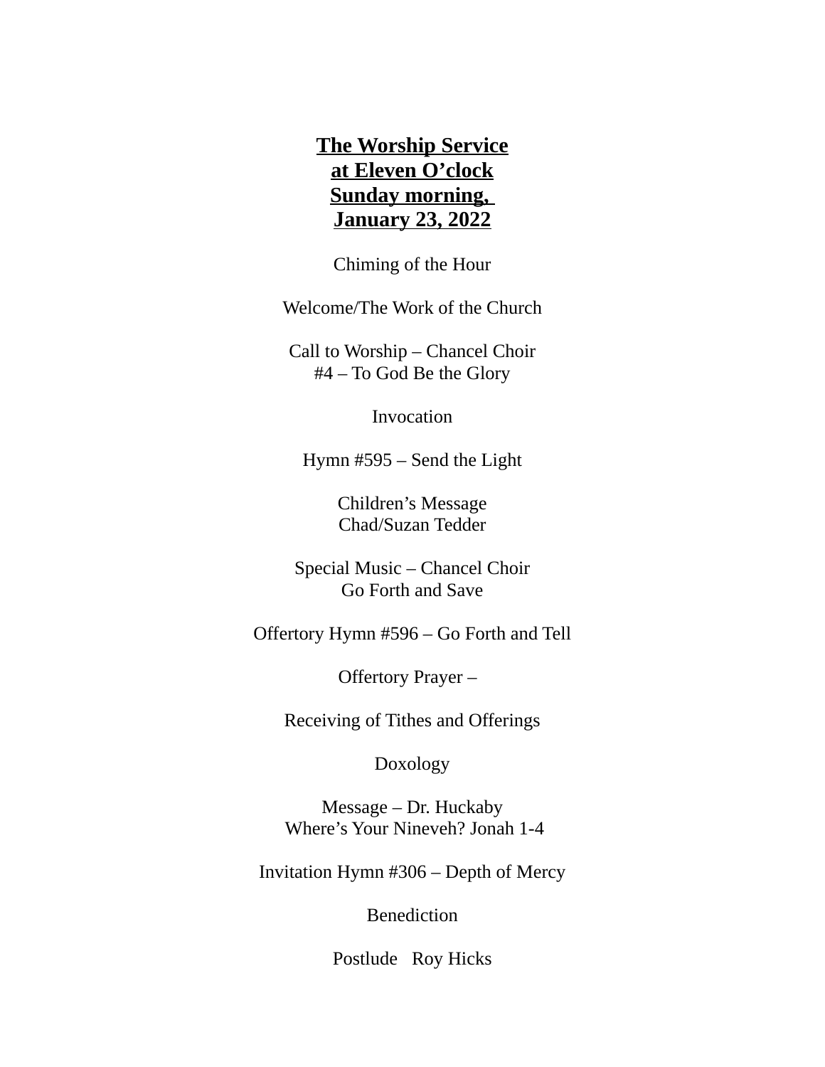**The Worship Service**
**at Eleven O'clock**
**Sunday morning,**
**January 23, 2022**

Chiming of the Hour

Welcome/The Work of the Church

Call to Worship – Chancel Choir
#4 – To God Be the Glory

Invocation

Hymn #595 – Send the Light

Children's Message
Chad/Suzan Tedder

Special Music – Chancel Choir
Go Forth and Save

Offertory Hymn #596 – Go Forth and Tell

Offertory Prayer –

Receiving of Tithes and Offerings

Doxology

Message – Dr. Huckaby
Where's Your Nineveh? Jonah 1-4

Invitation Hymn #306 – Depth of Mercy

Benediction

Postlude   Roy Hicks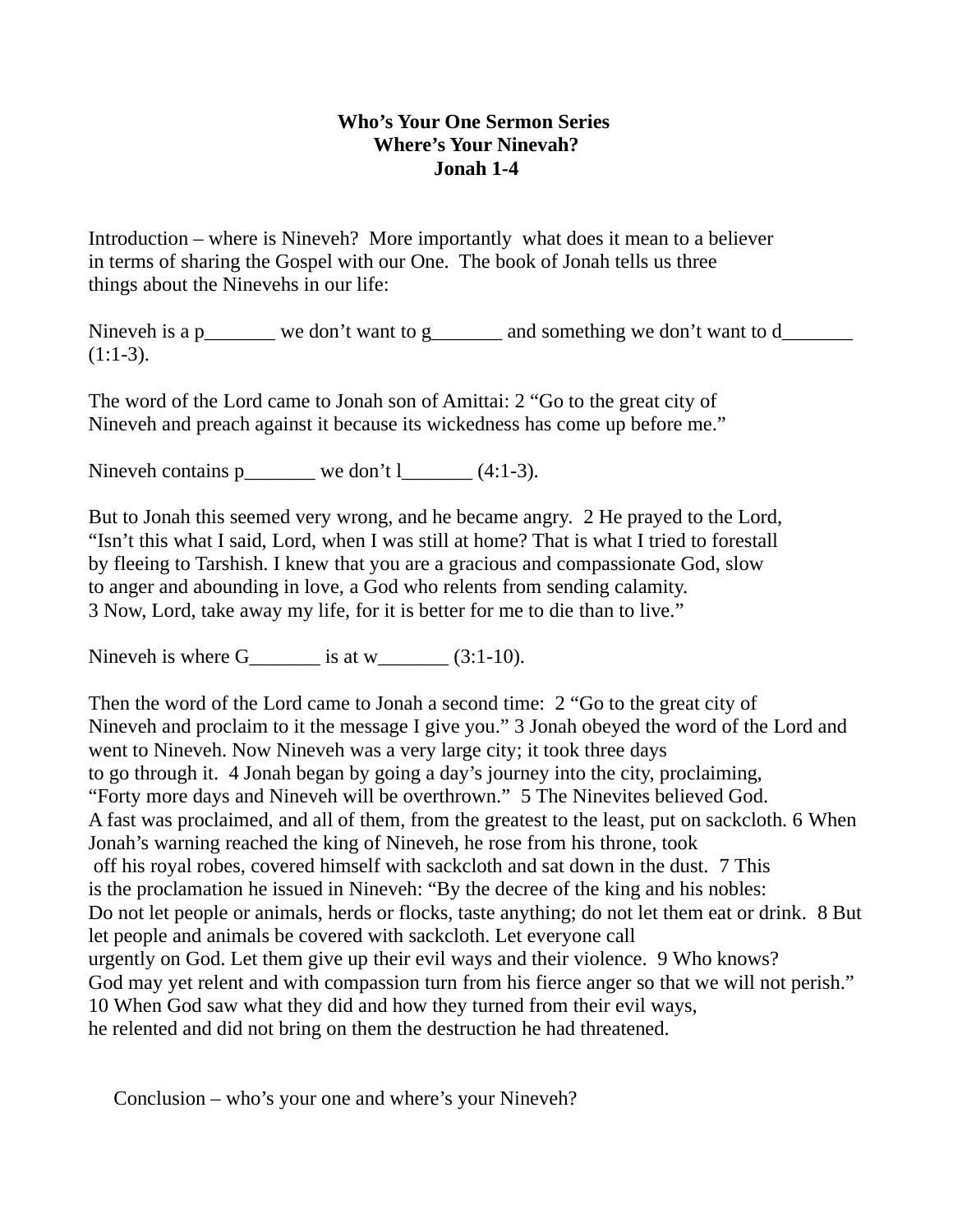**Who's Your One Sermon Series**
**Where's Your Ninevah?**
**Jonah 1-4**

Introduction – where is Nineveh? More importantly what does it mean to a believer in terms of sharing the Gospel with our One. The book of Jonah tells us three things about the Ninevehs in our life:

Nineveh is a p_______ we don't want to g_______ and something we don't want to d_______ (1:1-3).

The word of the Lord came to Jonah son of Amittai: 2 "Go to the great city of Nineveh and preach against it because its wickedness has come up before me."

Nineveh contains p_______ we don't l_______ (4:1-3).

But to Jonah this seemed very wrong, and he became angry. 2 He prayed to the Lord, "Isn't this what I said, Lord, when I was still at home? That is what I tried to forestall by fleeing to Tarshish. I knew that you are a gracious and compassionate God, slow to anger and abounding in love, a God who relents from sending calamity. 3 Now, Lord, take away my life, for it is better for me to die than to live."

Nineveh is where G_______ is at w_______ (3:1-10).

Then the word of the Lord came to Jonah a second time: 2 "Go to the great city of Nineveh and proclaim to it the message I give you." 3 Jonah obeyed the word of the Lord and went to Nineveh. Now Nineveh was a very large city; it took three days to go through it. 4 Jonah began by going a day's journey into the city, proclaiming, "Forty more days and Nineveh will be overthrown." 5 The Ninevites believed God. A fast was proclaimed, and all of them, from the greatest to the least, put on sackcloth. 6 When Jonah's warning reached the king of Nineveh, he rose from his throne, took off his royal robes, covered himself with sackcloth and sat down in the dust. 7 This is the proclamation he issued in Nineveh: "By the decree of the king and his nobles: Do not let people or animals, herds or flocks, taste anything; do not let them eat or drink. 8 But let people and animals be covered with sackcloth. Let everyone call urgently on God. Let them give up their evil ways and their violence. 9 Who knows? God may yet relent and with compassion turn from his fierce anger so that we will not perish." 10 When God saw what they did and how they turned from their evil ways, he relented and did not bring on them the destruction he had threatened.

Conclusion – who's your one and where's your Nineveh?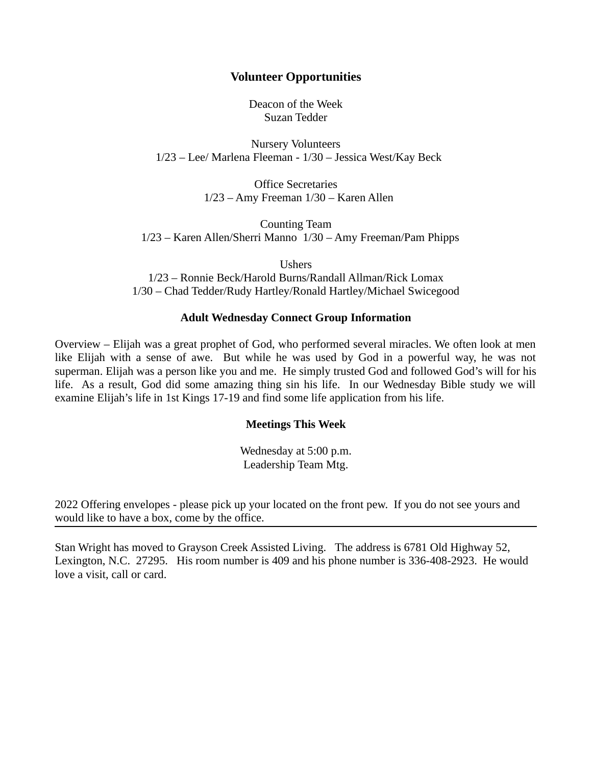## Volunteer Opportunities

Deacon of the Week
Suzan Tedder

Nursery Volunteers
1/23 – Lee/ Marlena Fleeman - 1/30 – Jessica West/Kay Beck

Office Secretaries
1/23 – Amy Freeman 1/30 – Karen Allen

Counting Team
1/23 – Karen Allen/Sherri Manno 1/30 – Amy Freeman/Pam Phipps

Ushers
1/23 – Ronnie Beck/Harold Burns/Randall Allman/Rick Lomax
1/30 – Chad Tedder/Rudy Hartley/Ronald Hartley/Michael Swicegood

**Adult Wednesday Connect Group Information**

Overview – Elijah was a great prophet of God, who performed several miracles. We often look at men like Elijah with a sense of awe. But while he was used by God in a powerful way, he was not superman. Elijah was a person like you and me. He simply trusted God and followed God's will for his life. As a result, God did some amazing thing sin his life. In our Wednesday Bible study we will examine Elijah's life in 1st Kings 17-19 and find some life application from his life.

**Meetings This Week**

Wednesday at 5:00 p.m.
Leadership Team Mtg.

2022 Offering envelopes - please pick up your located on the front pew. If you do not see yours and would like to have a box, come by the office.

---

Stan Wright has moved to Grayson Creek Assisted Living. The address is 6781 Old Highway 52, Lexington, N.C. 27295. His room number is 409 and his phone number is 336-408-2923. He would love a visit, call or card.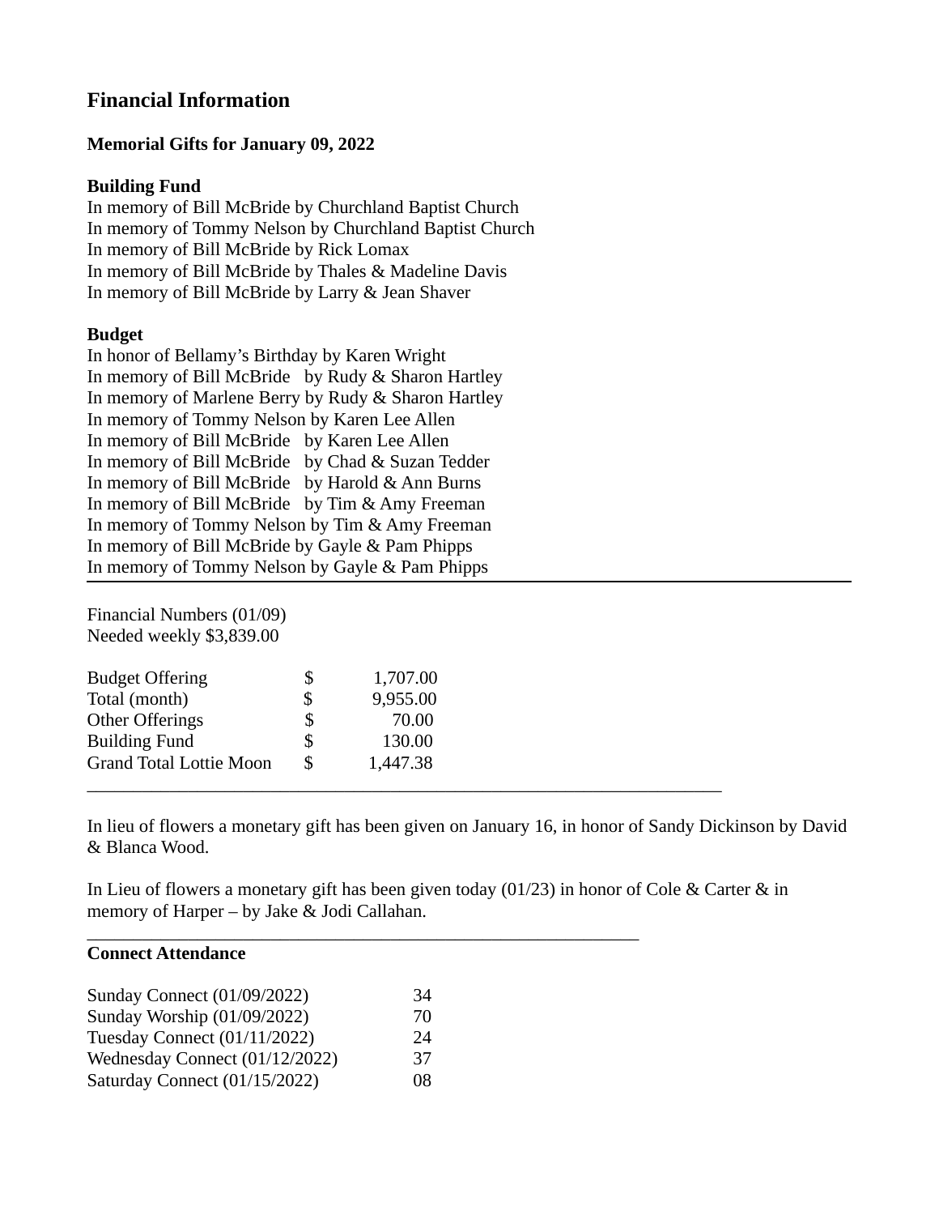## Financial Information

### Memorial Gifts for January 09, 2022

**Building Fund**

In memory of Bill McBride by Churchland Baptist Church
In memory of Tommy Nelson by Churchland Baptist Church
In memory of Bill McBride by Rick Lomax
In memory of Bill McBride by Thales & Madeline Davis
In memory of Bill McBride by Larry & Jean Shaver

**Budget**

In honor of Bellamy's Birthday by Karen Wright
In memory of Bill McBride by Rudy & Sharon Hartley
In memory of Marlene Berry by Rudy & Sharon Hartley
In memory of Tommy Nelson by Karen Lee Allen
In memory of Bill McBride by Karen Lee Allen
In memory of Bill McBride by Chad & Suzan Tedder
In memory of Bill McBride by Harold & Ann Burns
In memory of Bill McBride by Tim & Amy Freeman
In memory of Tommy Nelson by Tim & Amy Freeman
In memory of Bill McBride by Gayle & Pam Phipps
In memory of Tommy Nelson by Gayle & Pam Phipps

---

Financial Numbers (01/09)
Needed weekly $3,839.00

| | | |
|---|---|---|
| Budget Offering | $ | 1,707.00 |
| Total (month) | $ | 9,955.00 |
| Other Offerings | $ | 70.00 |
| Building Fund | $ | 130.00 |
| Grand Total Lottie Moon | $ | 1,447.38 |

---

In lieu of flowers a monetary gift has been given on January 16, in honor of Sandy Dickinson by David & Blanca Wood.

In Lieu of flowers a monetary gift has been given today (01/23) in honor of Cole & Carter & in memory of Harper – by Jake & Jodi Callahan.

---

**Connect Attendance**

| | |
|---|---|
| Sunday Connect (01/09/2022) | 34 |
| Sunday Worship (01/09/2022) | 70 |
| Tuesday Connect (01/11/2022) | 24 |
| Wednesday Connect (01/12/2022) | 37 |
| Saturday Connect (01/15/2022) | 08 |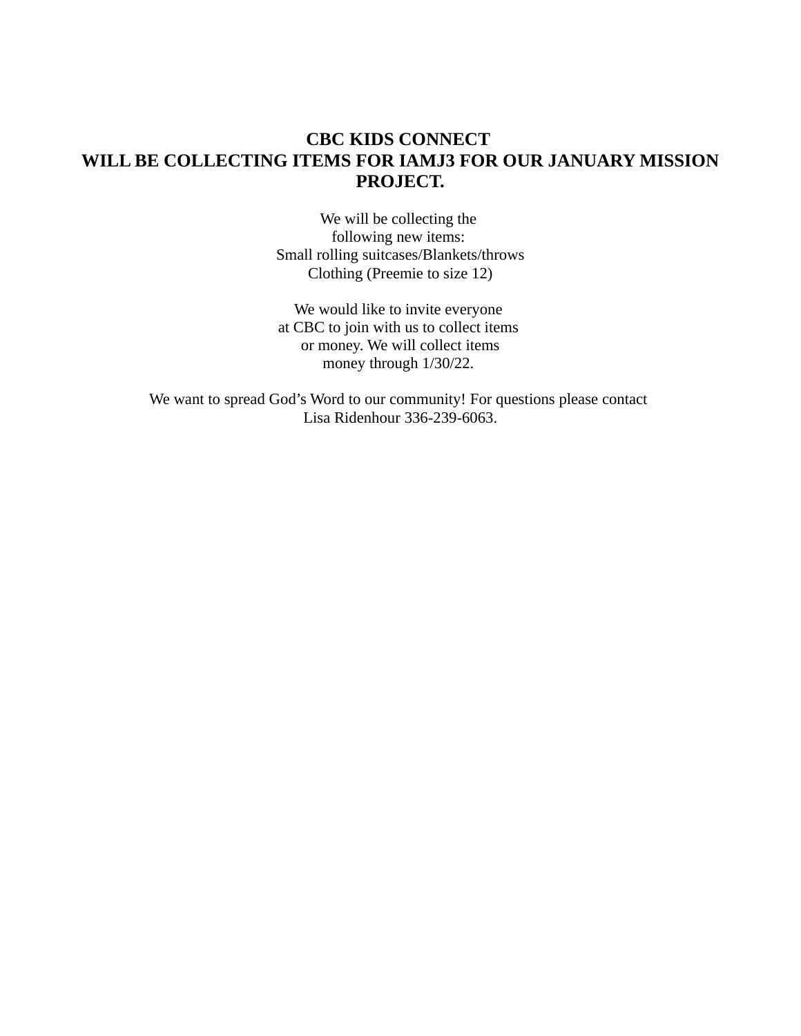**CBC KIDS CONNECT**
**WILL BE COLLECTING ITEMS FOR IAMJ3 FOR OUR JANUARY MISSION PROJECT.**

We will be collecting the
following new items:
Small rolling suitcases/Blankets/throws
Clothing (Preemie to size 12)

We would like to invite everyone
at CBC to join with us to collect items
or money. We will collect items
money through 1/30/22.

We want to spread God's Word to our community! For questions please contact
Lisa Ridenhour 336-239-6063.